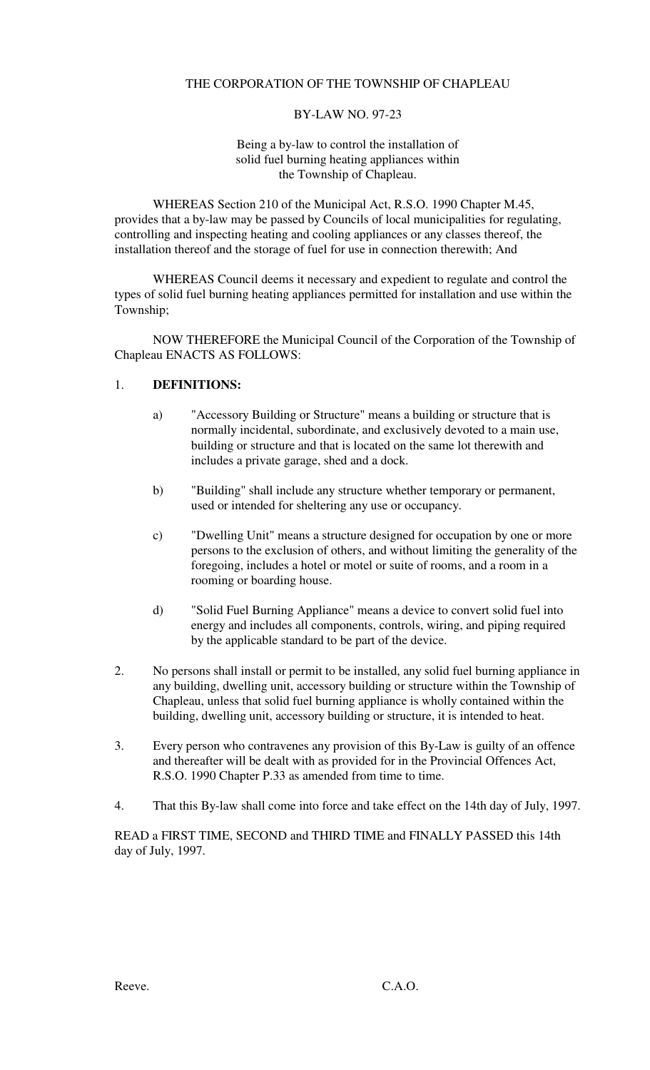THE CORPORATION OF THE TOWNSHIP OF CHAPLEAU

BY-LAW NO. 97-23

Being a by-law to control the installation of solid fuel burning heating appliances within the Township of Chapleau.

WHEREAS Section 210 of the Municipal Act, R.S.O. 1990 Chapter M.45, provides that a by-law may be passed by Councils of local municipalities for regulating, controlling and inspecting heating and cooling appliances or any classes thereof, the installation thereof and the storage of fuel for use in connection therewith; And

WHEREAS Council deems it necessary and expedient to regulate and control the types of solid fuel burning heating appliances permitted for installation and use within the Township;

NOW THEREFORE the Municipal Council of the Corporation of the Township of Chapleau ENACTS AS FOLLOWS:

1. **DEFINITIONS:**

   a) "Accessory Building or Structure" means a building or structure that is normally incidental, subordinate, and exclusively devoted to a main use, building or structure and that is located on the same lot therewith and includes a private garage, shed and a dock.

   b) "Building" shall include any structure whether temporary or permanent, used or intended for sheltering any use or occupancy.

   c) "Dwelling Unit" means a structure designed for occupation by one or more persons to the exclusion of others, and without limiting the generality of the foregoing, includes a hotel or motel or suite of rooms, and a room in a rooming or boarding house.

   d) "Solid Fuel Burning Appliance" means a device to convert solid fuel into energy and includes all components, controls, wiring, and piping required by the applicable standard to be part of the device.

2. No persons shall install or permit to be installed, any solid fuel burning appliance in any building, dwelling unit, accessory building or structure within the Township of Chapleau, unless that solid fuel burning appliance is wholly contained within the building, dwelling unit, accessory building or structure, it is intended to heat.

3. Every person who contravenes any provision of this By-Law is guilty of an offence and thereafter will be dealt with as provided for in the Provincial Offences Act, R.S.O. 1990 Chapter P.33 as amended from time to time.

4. That this By-law shall come into force and take effect on the 14th day of July, 1997.

READ a FIRST TIME, SECOND and THIRD TIME and FINALLY PASSED this 14th day of July, 1997.

Reeve. C.A.O.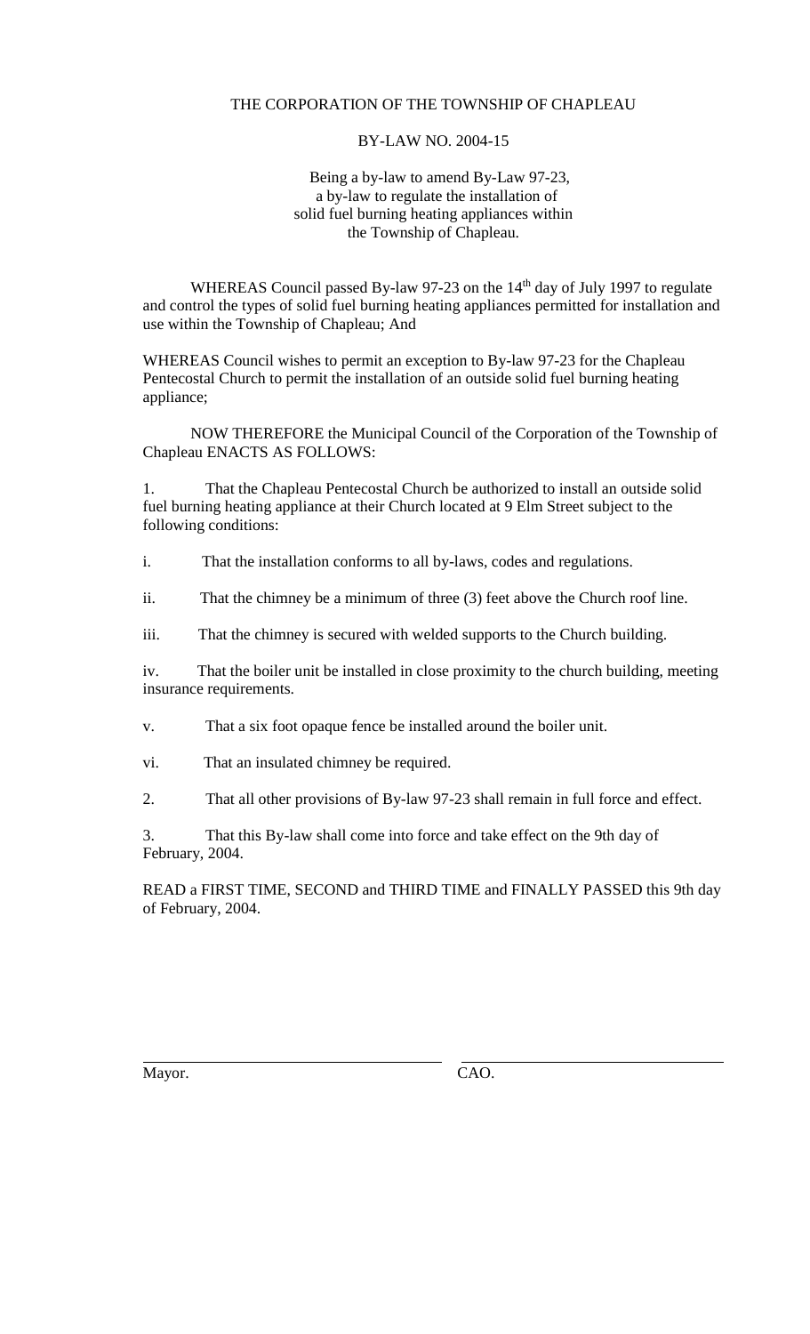THE CORPORATION OF THE TOWNSHIP OF CHAPLEAU

BY-LAW NO. 2004-15

Being a by-law to amend By-Law 97-23, a by-law to regulate the installation of solid fuel burning heating appliances within the Township of Chapleau.

WHEREAS Council passed By-law 97-23 on the 14th day of July 1997 to regulate and control the types of solid fuel burning heating appliances permitted for installation and use within the Township of Chapleau; And

WHEREAS Council wishes to permit an exception to By-law 97-23 for the Chapleau Pentecostal Church to permit the installation of an outside solid fuel burning heating appliance;

NOW THEREFORE the Municipal Council of the Corporation of the Township of Chapleau ENACTS AS FOLLOWS:

1. That the Chapleau Pentecostal Church be authorized to install an outside solid fuel burning heating appliance at their Church located at 9 Elm Street subject to the following conditions:

i. That the installation conforms to all by-laws, codes and regulations.

ii. That the chimney be a minimum of three (3) feet above the Church roof line.

iii. That the chimney is secured with welded supports to the Church building.

iv. That the boiler unit be installed in close proximity to the church building, meeting insurance requirements.

v. That a six foot opaque fence be installed around the boiler unit.

vi. That an insulated chimney be required.

2. That all other provisions of By-law 97-23 shall remain in full force and effect.

3. That this By-law shall come into force and take effect on the 9th day of February, 2004.

READ a FIRST TIME, SECOND and THIRD TIME and FINALLY PASSED this 9th day of February, 2004.

Mayor. CAO.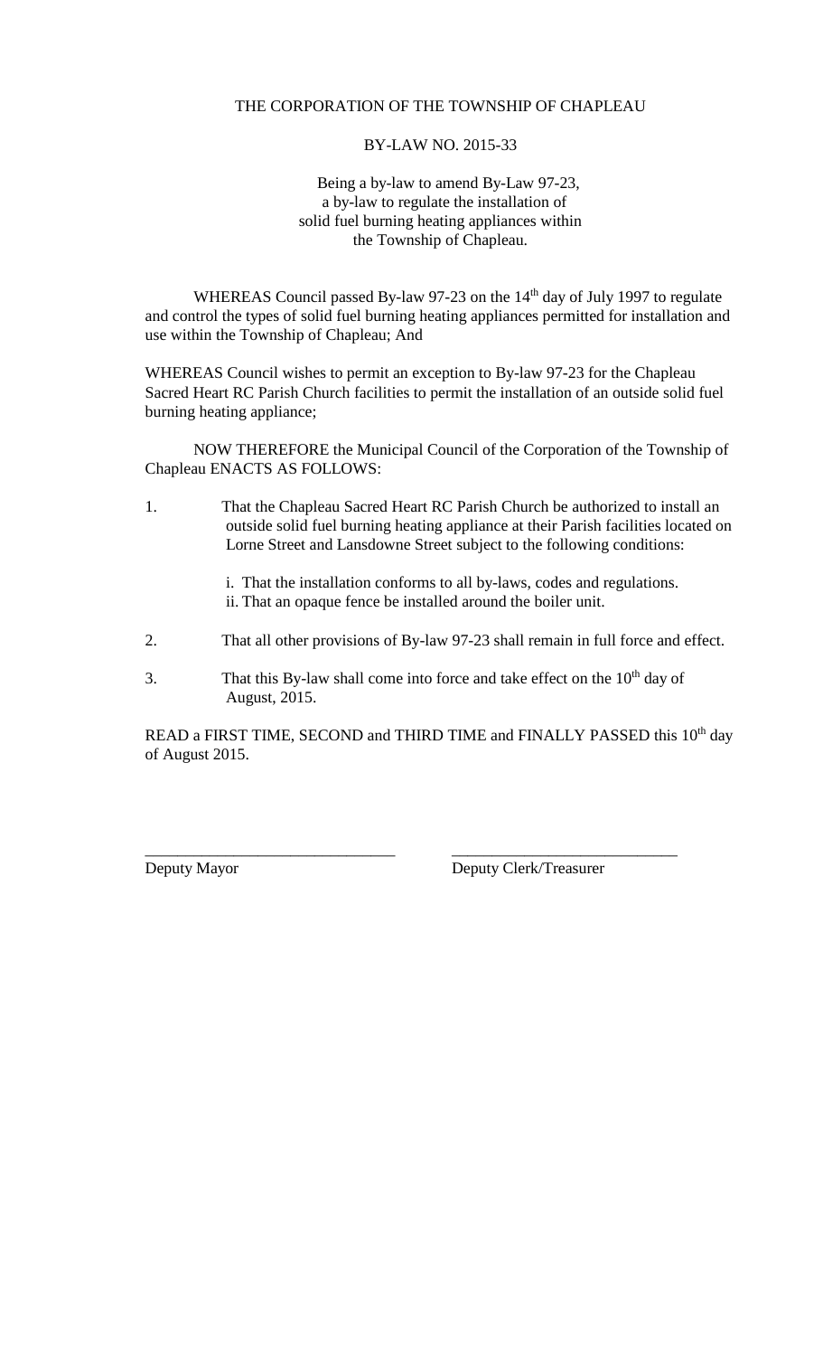THE CORPORATION OF THE TOWNSHIP OF CHAPLEAU

BY-LAW NO. 2015-33

Being a by-law to amend By-Law 97-23,
a by-law to regulate the installation of
solid fuel burning heating appliances within
the Township of Chapleau.

WHEREAS Council passed By-law 97-23 on the 14th day of July 1997 to regulate and control the types of solid fuel burning heating appliances permitted for installation and use within the Township of Chapleau; And

WHEREAS Council wishes to permit an exception to By-law 97-23 for the Chapleau Sacred Heart RC Parish Church facilities to permit the installation of an outside solid fuel burning heating appliance;

NOW THEREFORE the Municipal Council of the Corporation of the Township of Chapleau ENACTS AS FOLLOWS:

1. That the Chapleau Sacred Heart RC Parish Church be authorized to install an outside solid fuel burning heating appliance at their Parish facilities located on Lorne Street and Lansdowne Street subject to the following conditions:

   i. That the installation conforms to all by-laws, codes and regulations.
   ii. That an opaque fence be installed around the boiler unit.

2. That all other provisions of By-law 97-23 shall remain in full force and effect.

3. That this By-law shall come into force and take effect on the 10th day of August, 2015.

READ a FIRST TIME, SECOND and THIRD TIME and FINALLY PASSED this 10th day of August 2015.

______________________________ ______________________________

Deputy Mayor Deputy Clerk/Treasurer